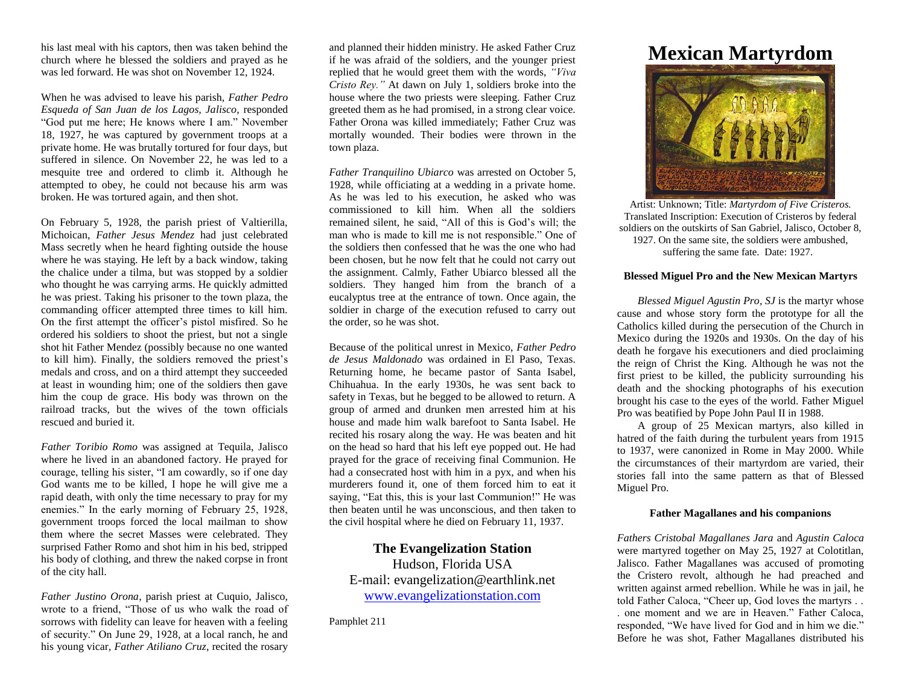his last meal with his captors, then was taken behind the church where he blessed the soldiers and prayed as he was led forward. He was shot on November 12, 1924.

When he was advised to leave his parish, *Father Pedro Esqueda of San Juan de los Lagos, Jalisco*, responded "God put me here; He knows where I am." November 18, 1927, he was captured by government troops at a private home. He was brutally tortured for four days, but suffered in silence. On November 22, he was led to a mesquite tree and ordered to climb it. Although he attempted to obey, he could not because his arm was broken. He was tortured again, and then shot.

On February 5, 1928, the parish priest of Valtierilla, Michoican, *Father Jesus Mendez* had just celebrated Mass secretly when he heard fighting outside the house where he was staying. He left by a back window, taking the chalice under a tilma, but was stopped by a soldier who thought he was carrying arms. He quickly admitted he was priest. Taking his prisoner to the town plaza, the commanding officer attempted three times to kill him. On the first attempt the officer's pistol misfired. So he ordered his soldiers to shoot the priest, but not a single shot hit Father Mendez (possibly because no one wanted to kill him). Finally, the soldiers removed the priest's medals and cross, and on a third attempt they succeeded at least in wounding him; one of the soldiers then gave him the coup de grace. His body was thrown on the railroad tracks, but the wives of the town officials rescued and buried it.

*Father Toribio Romo* was assigned at Tequila, Jalisco where he lived in an abandoned factory. He prayed for courage, telling his sister, "I am cowardly, so if one day God wants me to be killed, I hope he will give me a rapid death, with only the time necessary to pray for my enemies." In the early morning of February 25, 1928, government troops forced the local mailman to show them where the secret Masses were celebrated. They surprised Father Romo and shot him in his bed, stripped his body of clothing, and threw the naked corpse in front of the city hall.

*Father Justino Orona*, parish priest at Cuquio, Jalisco, wrote to a friend, "Those of us who walk the road of sorrows with fidelity can leave for heaven with a feeling of security." On June 29, 1928, at a local ranch, he and his young vicar, *Father Atiliano Cruz*, recited the rosary and planned their hidden ministry. He asked Father Cruz if he was afraid of the soldiers, and the younger priest replied that he would greet them with the words, *"Viva Cristo Rey."* At dawn on July 1, soldiers broke into the house where the two priests were sleeping. Father Cruz greeted them as he had promised, in a strong clear voice. Father Orona was killed immediately; Father Cruz was mortally wounded. Their bodies were thrown in the town plaza.

*Father Tranquilino Ubiarco* was arrested on October 5, 1928, while officiating at a wedding in a private home. As he was led to his execution, he asked who was commissioned to kill him. When all the soldiers remained silent, he said, "All of this is God's will; the man who is made to kill me is not responsible." One of the soldiers then confessed that he was the one who had been chosen, but he now felt that he could not carry out the assignment. Calmly, Father Ubiarco blessed all the soldiers. They hanged him from the branch of a eucalyptus tree at the entrance of town. Once again, the soldier in charge of the execution refused to carry out the order, so he was shot.

Because of the political unrest in Mexico, *Father Pedro de Jesus Maldonado* was ordained in El Paso, Texas. Returning home, he became pastor of Santa Isabel, Chihuahua. In the early 1930s, he was sent back to safety in Texas, but he begged to be allowed to return. A group of armed and drunken men arrested him at his house and made him walk barefoot to Santa Isabel. He recited his rosary along the way. He was beaten and hit on the head so hard that his left eye popped out. He had prayed for the grace of receiving final Communion. He had a consecrated host with him in a pyx, and when his murderers found it, one of them forced him to eat it saying, "Eat this, this is your last Communion!" He was then beaten until he was unconscious, and then taken to the civil hospital where he died on February 11, 1937.

**The Evangelization Station**
Hudson, Florida USA
E-mail: evangelization@earthlink.net
www.evangelizationstation.com

Pamphlet 211

# Mexican Martyrdom

Artist: Unknown; Title: *Martyrdom of Five Cristeros.* Translated Inscription: Execution of Cristeros by federal soldiers on the outskirts of San Gabriel, Jalisco, October 8, 1927. On the same site, the soldiers were ambushed, suffering the same fate. Date: 1927.

### Blessed Miguel Pro and the New Mexican Martyrs

*Blessed Miguel Agustin Pro, SJ* is the martyr whose cause and whose story form the prototype for all the Catholics killed during the persecution of the Church in Mexico during the 1920s and 1930s. On the day of his death he forgave his executioners and died proclaiming the reign of Christ the King. Although he was not the first priest to be killed, the publicity surrounding his death and the shocking photographs of his execution brought his case to the eyes of the world. Father Miguel Pro was beatified by Pope John Paul II in 1988.

A group of 25 Mexican martyrs, also killed in hatred of the faith during the turbulent years from 1915 to 1937, were canonized in Rome in May 2000. While the circumstances of their martyrdom are varied, their stories fall into the same pattern as that of Blessed Miguel Pro.

### Father Magallanes and his companions

*Fathers Cristobal Magallanes Jara* and *Agustin Caloca* were martyred together on May 25, 1927 at Colotitlan, Jalisco. Father Magallanes was accused of promoting the Cristero revolt, although he had preached and written against armed rebellion. While he was in jail, he told Father Caloca, "Cheer up, God loves the martyrs . . . one moment and we are in Heaven." Father Caloca, responded, "We have lived for God and in him we die." Before he was shot, Father Magallanes distributed his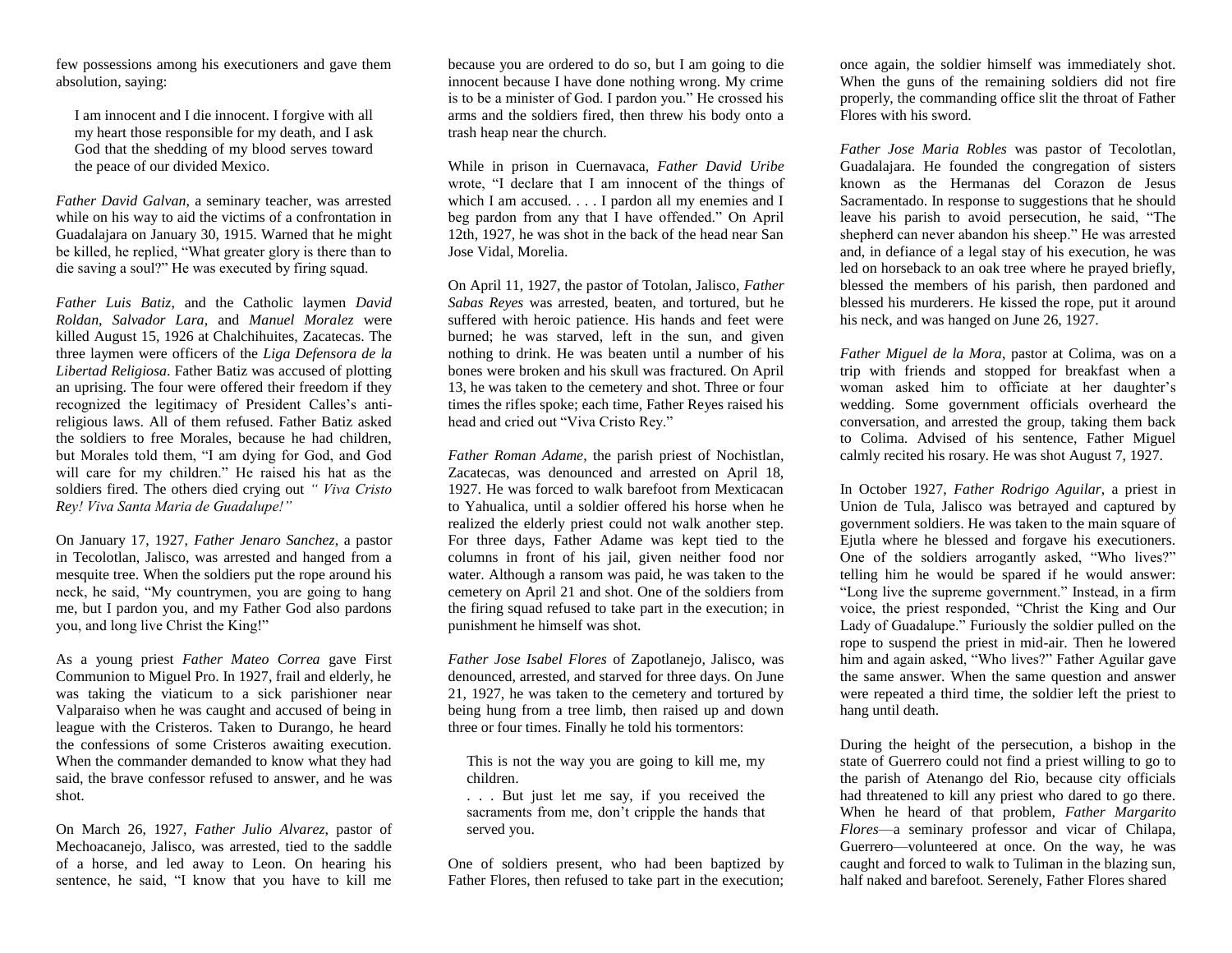few possessions among his executioners and gave them absolution, saying:

> I am innocent and I die innocent. I forgive with all my heart those responsible for my death, and I ask God that the shedding of my blood serves toward the peace of our divided Mexico.

*Father David Galvan*, a seminary teacher, was arrested while on his way to aid the victims of a confrontation in Guadalajara on January 30, 1915. Warned that he might be killed, he replied, "What greater glory is there than to die saving a soul?" He was executed by firing squad.

*Father Luis Batiz*, and the Catholic laymen *David Roldan*, *Salvador Lara*, and *Manuel Moralez* were killed August 15, 1926 at Chalchihuites, Zacatecas. The three laymen were officers of the *Liga Defensora de la Libertad Religiosa*. Father Batiz was accused of plotting an uprising. The four were offered their freedom if they recognized the legitimacy of President Calles's anti-religious laws. All of them refused. Father Batiz asked the soldiers to free Morales, because he had children, but Morales told them, "I am dying for God, and God will care for my children." He raised his hat as the soldiers fired. The others died crying out *" Viva Cristo Rey! Viva Santa Maria de Guadalupe!"*

On January 17, 1927, *Father Jenaro Sanchez*, a pastor in Tecolotlan, Jalisco, was arrested and hanged from a mesquite tree. When the soldiers put the rope around his neck, he said, "My countrymen, you are going to hang me, but I pardon you, and my Father God also pardons you, and long live Christ the King!"

As a young priest *Father Mateo Correa* gave First Communion to Miguel Pro. In 1927, frail and elderly, he was taking the viaticum to a sick parishioner near Valparaiso when he was caught and accused of being in league with the Cristeros. Taken to Durango, he heard the confessions of some Cristeros awaiting execution. When the commander demanded to know what they had said, the brave confessor refused to answer, and he was shot.

On March 26, 1927, *Father Julio Alvarez*, pastor of Mechoacanejo, Jalisco, was arrested, tied to the saddle of a horse, and led away to Leon. On hearing his sentence, he said, "I know that you have to kill me because you are ordered to do so, but I am going to die innocent because I have done nothing wrong. My crime is to be a minister of God. I pardon you." He crossed his arms and the soldiers fired, then threw his body onto a trash heap near the church.

While in prison in Cuernavaca, *Father David Uribe* wrote, "I declare that I am innocent of the things of which I am accused. . . . I pardon all my enemies and I beg pardon from any that I have offended." On April 12th, 1927, he was shot in the back of the head near San Jose Vidal, Morelia.

On April 11, 1927, the pastor of Totolan, Jalisco, *Father Sabas Reyes* was arrested, beaten, and tortured, but he suffered with heroic patience. His hands and feet were burned; he was starved, left in the sun, and given nothing to drink. He was beaten until a number of his bones were broken and his skull was fractured. On April 13, he was taken to the cemetery and shot. Three or four times the rifles spoke; each time, Father Reyes raised his head and cried out "Viva Cristo Rey."

*Father Roman Adame*, the parish priest of Nochistlan, Zacatecas, was denounced and arrested on April 18, 1927. He was forced to walk barefoot from Mexticacan to Yahualica, until a soldier offered his horse when he realized the elderly priest could not walk another step. For three days, Father Adame was kept tied to the columns in front of his jail, given neither food nor water. Although a ransom was paid, he was taken to the cemetery on April 21 and shot. One of the soldiers from the firing squad refused to take part in the execution; in punishment he himself was shot.

*Father Jose Isabel Flores* of Zapotlanejo, Jalisco, was denounced, arrested, and starved for three days. On June 21, 1927, he was taken to the cemetery and tortured by being hung from a tree limb, then raised up and down three or four times. Finally he told his tormentors:

> This is not the way you are going to kill me, my children.
>
> . . . But just let me say, if you received the sacraments from me, don't cripple the hands that served you.

One of soldiers present, who had been baptized by Father Flores, then refused to take part in the execution; once again, the soldier himself was immediately shot. When the guns of the remaining soldiers did not fire properly, the commanding office slit the throat of Father Flores with his sword.

*Father Jose Maria Robles* was pastor of Tecolotlan, Guadalajara. He founded the congregation of sisters known as the Hermanas del Corazon de Jesus Sacramentado. In response to suggestions that he should leave his parish to avoid persecution, he said, "The shepherd can never abandon his sheep." He was arrested and, in defiance of a legal stay of his execution, he was led on horseback to an oak tree where he prayed briefly, blessed the members of his parish, then pardoned and blessed his murderers. He kissed the rope, put it around his neck, and was hanged on June 26, 1927.

*Father Miguel de la Mora*, pastor at Colima, was on a trip with friends and stopped for breakfast when a woman asked him to officiate at her daughter's wedding. Some government officials overheard the conversation, and arrested the group, taking them back to Colima. Advised of his sentence, Father Miguel calmly recited his rosary. He was shot August 7, 1927.

In October 1927, *Father Rodrigo Aguilar*, a priest in Union de Tula, Jalisco was betrayed and captured by government soldiers. He was taken to the main square of Ejutla where he blessed and forgave his executioners. One of the soldiers arrogantly asked, "Who lives?" telling him he would be spared if he would answer: "Long live the supreme government." Instead, in a firm voice, the priest responded, "Christ the King and Our Lady of Guadalupe." Furiously the soldier pulled on the rope to suspend the priest in mid-air. Then he lowered him and again asked, "Who lives?" Father Aguilar gave the same answer. When the same question and answer were repeated a third time, the soldier left the priest to hang until death.

During the height of the persecution, a bishop in the state of Guerrero could not find a priest willing to go to the parish of Atenango del Rio, because city officials had threatened to kill any priest who dared to go there. When he heard of that problem, *Father Margarito Flores*—a seminary professor and vicar of Chilapa, Guerrero—volunteered at once. On the way, he was caught and forced to walk to Tuliman in the blazing sun, half naked and barefoot. Serenely, Father Flores shared